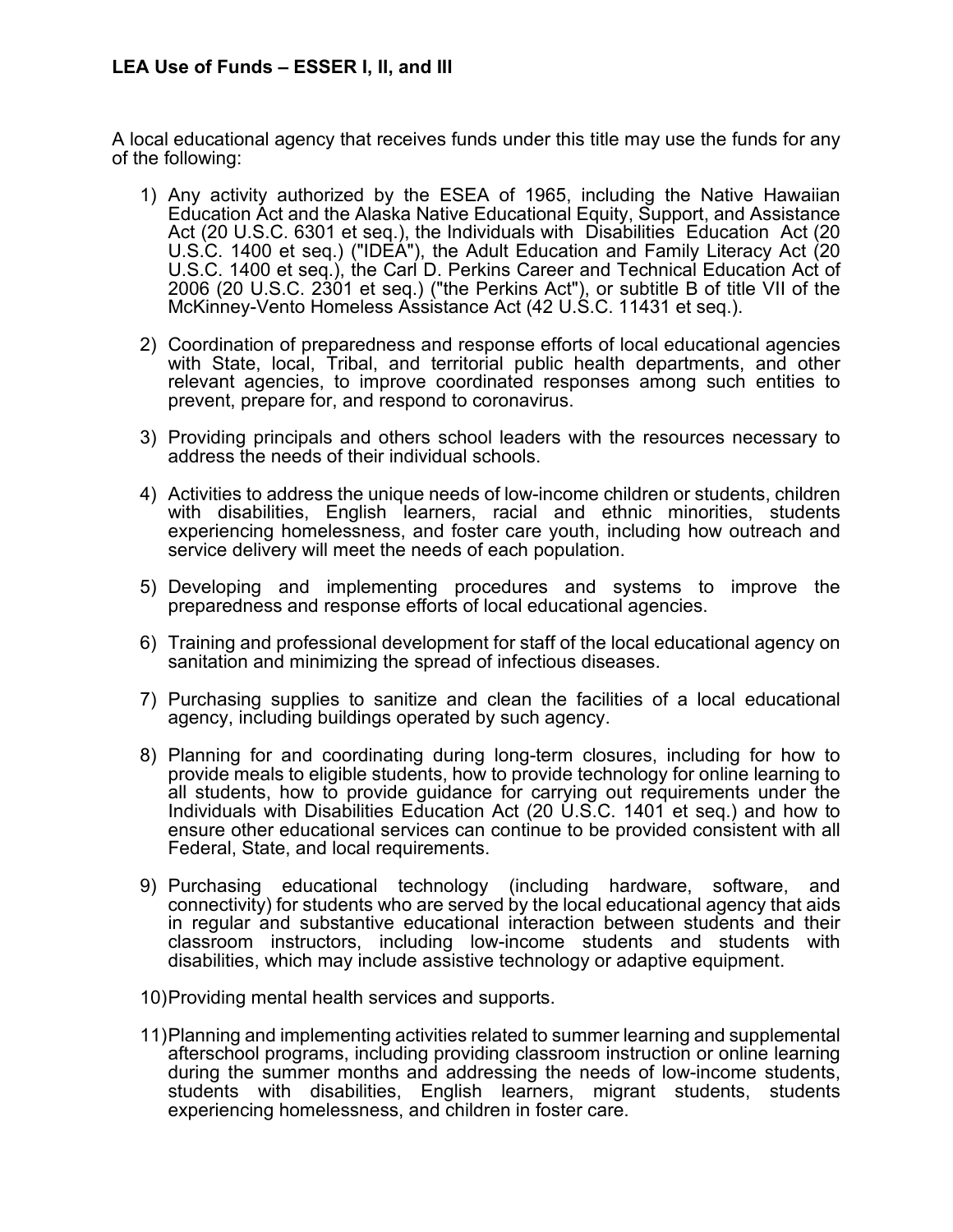**LEA Use of Funds – ESSER I, II, and III**

A local educational agency that receives funds under this title may use the funds for any of the following:

1) Any activity authorized by the ESEA of 1965, including the Native Hawaiian Education Act and the Alaska Native Educational Equity, Support, and Assistance Act (20 U.S.C. 6301 et seq.), the Individuals with Disabilities Education Act (20 U.S.C. 1400 et seq.) ("IDEA"), the Adult Education and Family Literacy Act (20 U.S.C. 1400 et seq.), the Carl D. Perkins Career and Technical Education Act of 2006 (20 U.S.C. 2301 et seq.) ("the Perkins Act"), or subtitle B of title VII of the McKinney-Vento Homeless Assistance Act (42 U.S.C. 11431 et seq.).

2) Coordination of preparedness and response efforts of local educational agencies with State, local, Tribal, and territorial public health departments, and other relevant agencies, to improve coordinated responses among such entities to prevent, prepare for, and respond to coronavirus.

3) Providing principals and others school leaders with the resources necessary to address the needs of their individual schools.

4) Activities to address the unique needs of low-income children or students, children with disabilities, English learners, racial and ethnic minorities, students experiencing homelessness, and foster care youth, including how outreach and service delivery will meet the needs of each population.

5) Developing and implementing procedures and systems to improve the preparedness and response efforts of local educational agencies.

6) Training and professional development for staff of the local educational agency on sanitation and minimizing the spread of infectious diseases.

7) Purchasing supplies to sanitize and clean the facilities of a local educational agency, including buildings operated by such agency.

8) Planning for and coordinating during long-term closures, including for how to provide meals to eligible students, how to provide technology for online learning to all students, how to provide guidance for carrying out requirements under the Individuals with Disabilities Education Act (20 U.S.C. 1401 et seq.) and how to ensure other educational services can continue to be provided consistent with all Federal, State, and local requirements.

9) Purchasing educational technology (including hardware, software, and connectivity) for students who are served by the local educational agency that aids in regular and substantive educational interaction between students and their classroom instructors, including low-income students and students with disabilities, which may include assistive technology or adaptive equipment.

10) Providing mental health services and supports.

11) Planning and implementing activities related to summer learning and supplemental afterschool programs, including providing classroom instruction or online learning during the summer months and addressing the needs of low-income students, students with disabilities, English learners, migrant students, students experiencing homelessness, and children in foster care.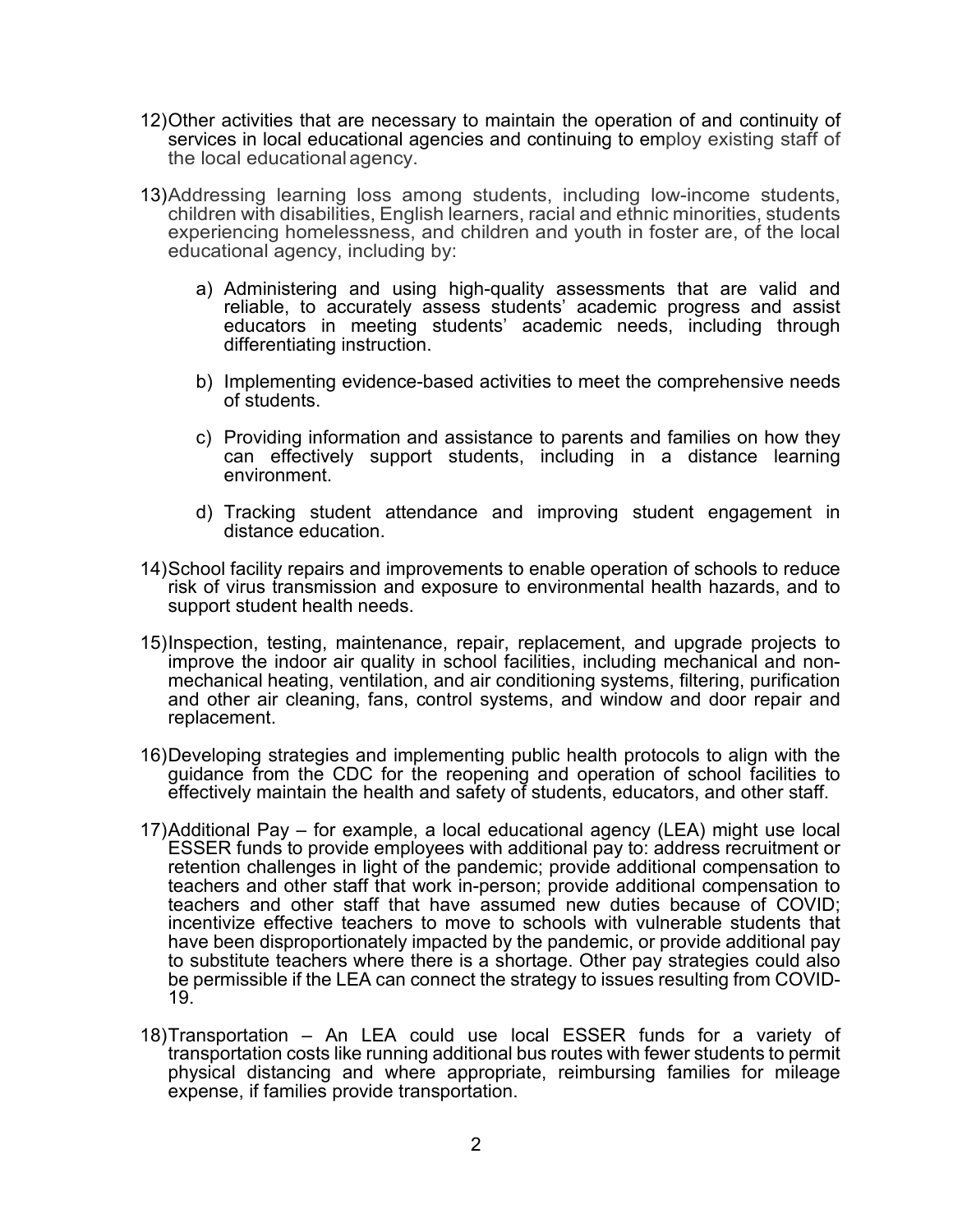12) Other activities that are necessary to maintain the operation of and continuity of services in local educational agencies and continuing to employ existing staff of the local educational agency.

13) Addressing learning loss among students, including low-income students, children with disabilities, English learners, racial and ethnic minorities, students experiencing homelessness, and children and youth in foster are, of the local educational agency, including by:

    a) Administering and using high-quality assessments that are valid and reliable, to accurately assess students' academic progress and assist educators in meeting students' academic needs, including through differentiating instruction.

    b) Implementing evidence-based activities to meet the comprehensive needs of students.

    c) Providing information and assistance to parents and families on how they can effectively support students, including in a distance learning environment.

    d) Tracking student attendance and improving student engagement in distance education.

14) School facility repairs and improvements to enable operation of schools to reduce risk of virus transmission and exposure to environmental health hazards, and to support student health needs.

15) Inspection, testing, maintenance, repair, replacement, and upgrade projects to improve the indoor air quality in school facilities, including mechanical and non-mechanical heating, ventilation, and air conditioning systems, filtering, purification and other air cleaning, fans, control systems, and window and door repair and replacement.

16) Developing strategies and implementing public health protocols to align with the guidance from the CDC for the reopening and operation of school facilities to effectively maintain the health and safety of students, educators, and other staff.

17) Additional Pay – for example, a local educational agency (LEA) might use local ESSER funds to provide employees with additional pay to: address recruitment or retention challenges in light of the pandemic; provide additional compensation to teachers and other staff that work in-person; provide additional compensation to teachers and other staff that have assumed new duties because of COVID; incentivize effective teachers to move to schools with vulnerable students that have been disproportionately impacted by the pandemic, or provide additional pay to substitute teachers where there is a shortage. Other pay strategies could also be permissible if the LEA can connect the strategy to issues resulting from COVID-19.

18) Transportation – An LEA could use local ESSER funds for a variety of transportation costs like running additional bus routes with fewer students to permit physical distancing and where appropriate, reimbursing families for mileage expense, if families provide transportation.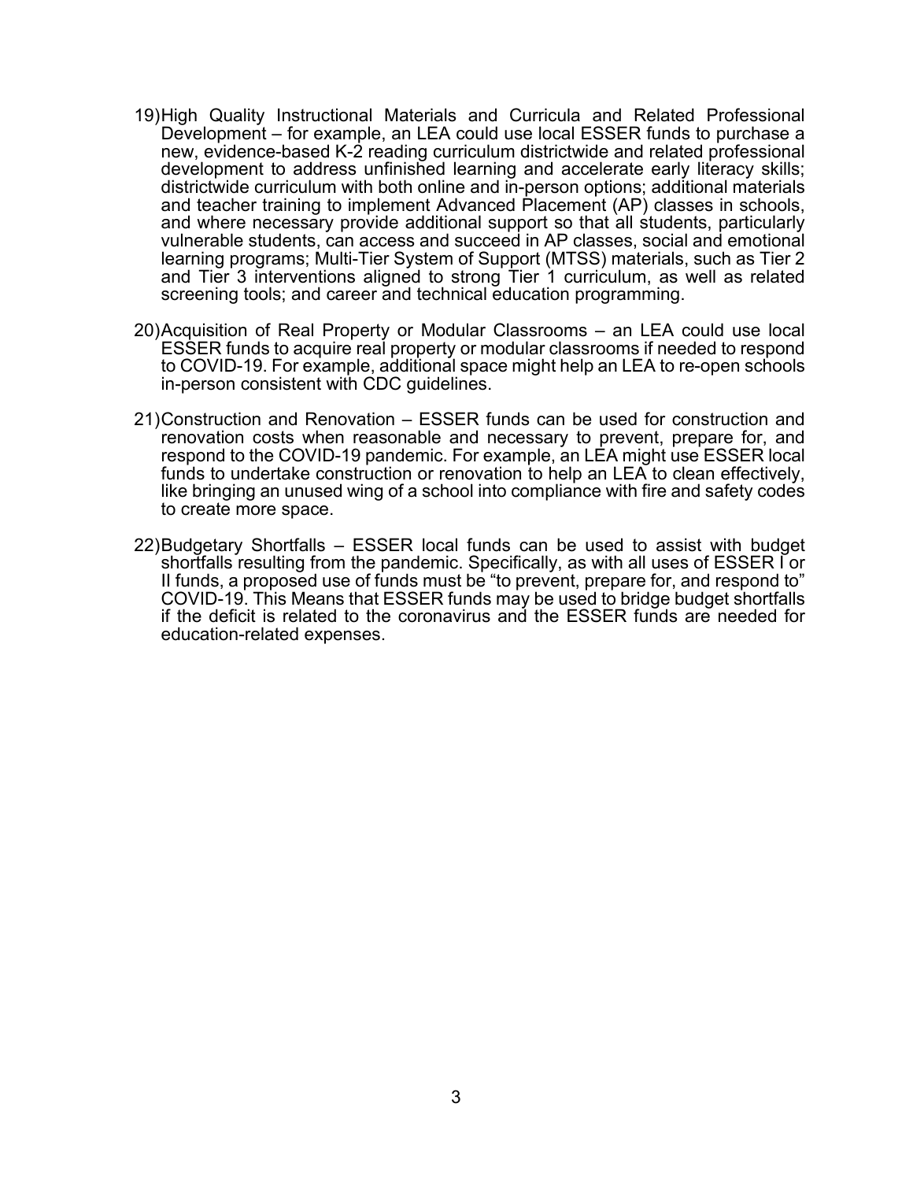19) High Quality Instructional Materials and Curricula and Related Professional Development – for example, an LEA could use local ESSER funds to purchase a new, evidence-based K-2 reading curriculum districtwide and related professional development to address unfinished learning and accelerate early literacy skills; districtwide curriculum with both online and in-person options; additional materials and teacher training to implement Advanced Placement (AP) classes in schools, and where necessary provide additional support so that all students, particularly vulnerable students, can access and succeed in AP classes, social and emotional learning programs; Multi-Tier System of Support (MTSS) materials, such as Tier 2 and Tier 3 interventions aligned to strong Tier 1 curriculum, as well as related screening tools; and career and technical education programming.

20) Acquisition of Real Property or Modular Classrooms – an LEA could use local ESSER funds to acquire real property or modular classrooms if needed to respond to COVID-19. For example, additional space might help an LEA to re-open schools in-person consistent with CDC guidelines.

21) Construction and Renovation – ESSER funds can be used for construction and renovation costs when reasonable and necessary to prevent, prepare for, and respond to the COVID-19 pandemic. For example, an LEA might use ESSER local funds to undertake construction or renovation to help an LEA to clean effectively, like bringing an unused wing of a school into compliance with fire and safety codes to create more space.

22) Budgetary Shortfalls – ESSER local funds can be used to assist with budget shortfalls resulting from the pandemic. Specifically, as with all uses of ESSER I or II funds, a proposed use of funds must be "to prevent, prepare for, and respond to" COVID-19. This Means that ESSER funds may be used to bridge budget shortfalls if the deficit is related to the coronavirus and the ESSER funds are needed for education-related expenses.